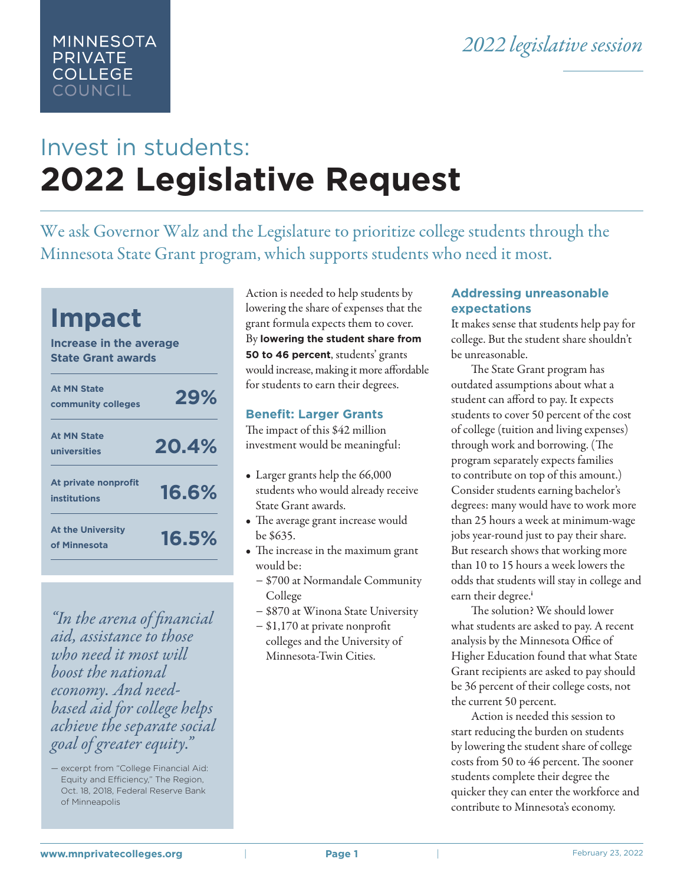MINNESOTA PRIVATE COLLEGE COUNCIL

*2022 legislative session*

# Invest in students: **2022 Legislative Request**

We ask Governor Walz and the Legislature to prioritize college students through the Minnesota State Grant program, which supports students who need it most.

## Impact

**Increase in the average State Grant awards**

| | |
|---|---|
| **At MN State community colleges** | **29%** |
| **At MN State universities** | **20.4%** |
| **At private nonprofit institutions** | **16.6%** |
| **At the University of Minnesota** | **16.5%** |

*"In the arena of financial aid, assistance to those who need it most will boost the national economy. And need-based aid for college helps achieve the separate social goal of greater equity."*

— excerpt from "College Financial Aid: Equity and Efficiency," The Region, Oct. 18, 2018, Federal Reserve Bank of Minneapolis

Action is needed to help students by lowering the share of expenses that the grant formula expects them to cover. By **lowering the student share from 50 to 46 percent**, students' grants would increase, making it more affordable for students to earn their degrees.

### Benefit: Larger Grants

The impact of this $42 million investment would be meaningful:

- Larger grants help the 66,000 students who would already receive State Grant awards.
- The average grant increase would be $635.
- The increase in the maximum grant would be:
  - $700 at Normandale Community College
  - $870 at Winona State University
  - $1,170 at private nonprofit colleges and the University of Minnesota-Twin Cities.

### Addressing unreasonable expectations

It makes sense that students help pay for college. But the student share shouldn't be unreasonable.

The State Grant program has outdated assumptions about what a student can afford to pay. It expects students to cover 50 percent of the cost of college (tuition and living expenses) through work and borrowing. (The program separately expects families to contribute on top of this amount.) Consider students earning bachelor's degrees: many would have to work more than 25 hours a week at minimum-wage jobs year-round just to pay their share. But research shows that working more than 10 to 15 hours a week lowers the odds that students will stay in college and earn their degree.[i]

The solution? We should lower what students are asked to pay. A recent analysis by the Minnesota Office of Higher Education found that what State Grant recipients are asked to pay should be 36 percent of their college costs, not the current 50 percent.

Action is needed this session to start reducing the burden on students by lowering the student share of college costs from 50 to 46 percent. The sooner students complete their degree the quicker they can enter the workforce and contribute to Minnesota's economy.

www.mnprivatecolleges.org | February 23, 2022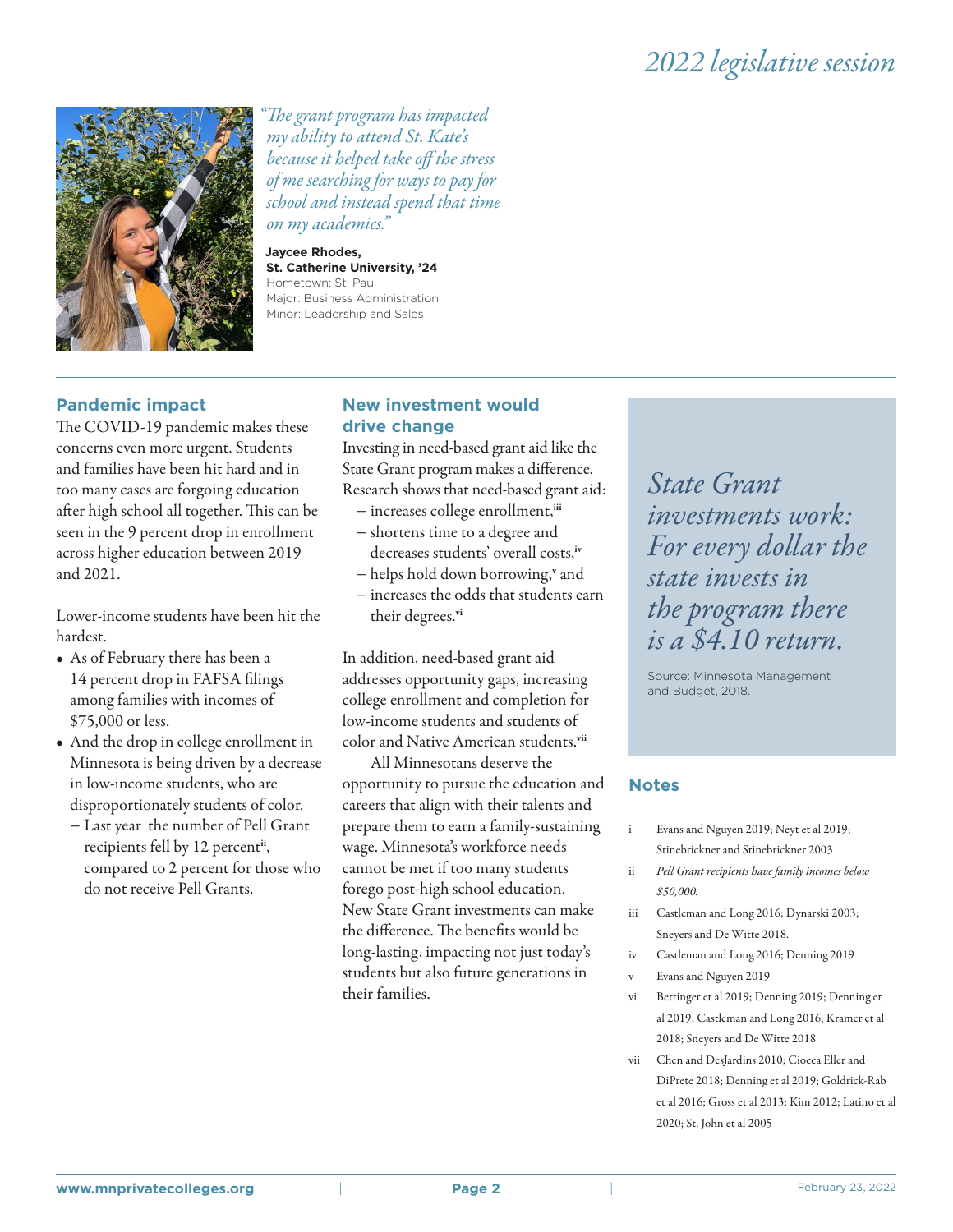*"The grant program has impacted my ability to attend St. Kate's because it helped take off the stress of me searching for ways to pay for school and instead spend that time on my academics."*

**Jaycee Rhodes,**
**St. Catherine University, '24**
Hometown: St. Paul
Major: Business Administration
Minor: Leadership and Sales

## Pandemic impact

The COVID-19 pandemic makes these concerns even more urgent. Students and families have been hit hard and in too many cases are forgoing education after high school all together. This can be seen in the 9 percent drop in enrollment across higher education between 2019 and 2021.

Lower-income students have been hit the hardest.

- As of February there has been a 14 percent drop in FAFSA filings among families with incomes of $75,000 or less.
- And the drop in college enrollment in Minnesota is being driven by a decrease in low-income students, who are disproportionately students of color.
  - Last year the number of Pell Grant recipients fell by 12 percent[ii], compared to 2 percent for those who do not receive Pell Grants.

## New investment would drive change

Investing in need-based grant aid like the State Grant program makes a difference. Research shows that need-based grant aid:

- increases college enrollment,[iii]
- shortens time to a degree and decreases students' overall costs,[iv]
- helps hold down borrowing,[v] and
- increases the odds that students earn their degrees.[vi]

In addition, need-based grant aid addresses opportunity gaps, increasing college enrollment and completion for low-income students and students of color and Native American students.[vii]

All Minnesotans deserve the opportunity to pursue the education and careers that align with their talents and prepare them to earn a family-sustaining wage. Minnesota's workforce needs cannot be met if too many students forego post-high school education. New State Grant investments can make the difference. The benefits would be long-lasting, impacting not just today's students but also future generations in their families.

*State Grant investments work: For every dollar the state invests in the program there is a $4.10 return.*

Source: Minnesota Management and Budget, 2018.

## Notes

- i Evans and Nguyen 2019; Neyt et al 2019; Stinebrickner and Stinebrickner 2003
- ii *Pell Grant recipients have family incomes below $50,000.*
- iii Castleman and Long 2016; Dynarski 2003; Sneyers and De Witte 2018.
- iv Castleman and Long 2016; Denning 2019
- v Evans and Nguyen 2019
- vi Bettinger et al 2019; Denning 2019; Denning et al 2019; Castleman and Long 2016; Kramer et al 2018; Sneyers and De Witte 2018
- vii Chen and DesJardins 2010; Ciocca Eller and DiPrete 2018; Denning et al 2019; Goldrick-Rab et al 2016; Gross et al 2013; Kim 2012; Latino et al 2020; St. John et al 2005